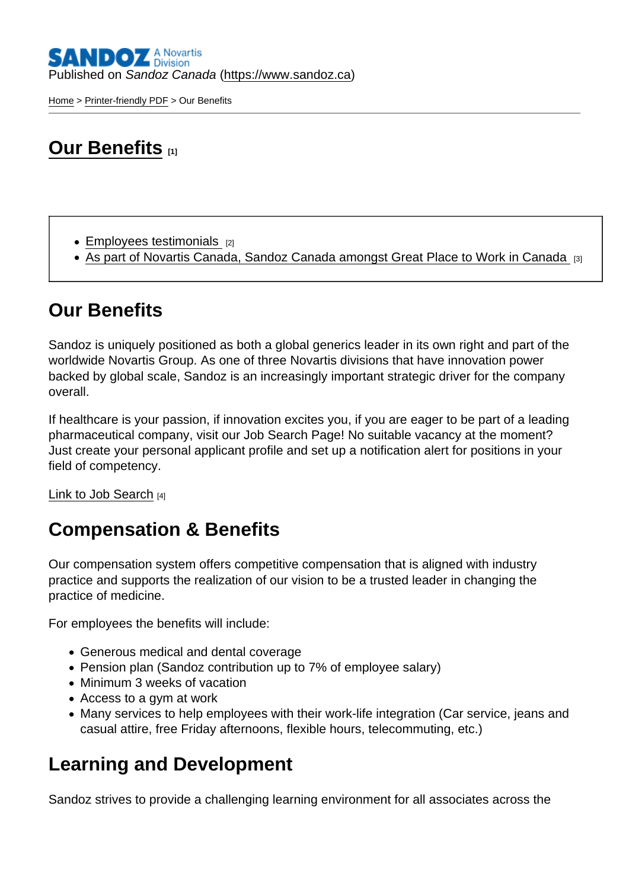Published on *Sandoz Canada* (https://www.sandoz.ca)

Home > Printer-friendly PDF > Our Benefits

# Our Benefits [1]

- Employees testimonials [2]
- As part of Novartis Canada, Sandoz Canada amongst Great Place to Work in Canada [3]

## Our Benefits

Sandoz is uniquely positioned as both a global generics leader in its own right and part of the worldwide Novartis Group. As one of three Novartis divisions that have innovation power backed by global scale, Sandoz is an increasingly important strategic driver for the company overall.

If healthcare is your passion, if innovation excites you, if you are eager to be part of a leading pharmaceutical company, visit our Job Search Page! No suitable vacancy at the moment? Just create your personal applicant profile and set up a notification alert for positions in your field of competency.

Link to Job Search [4]

## Compensation & Benefits

Our compensation system offers competitive compensation that is aligned with industry practice and supports the realization of our vision to be a trusted leader in changing the practice of medicine.

For employees the benefits will include:

- Generous medical and dental coverage
- Pension plan (Sandoz contribution up to 7% of employee salary)
- Minimum 3 weeks of vacation
- Access to a gym at work
- Many services to help employees with their work-life integration (Car service, jeans and casual attire, free Friday afternoons, flexible hours, telecommuting, etc.)

## Learning and Development

Sandoz strives to provide a challenging learning environment for all associates across the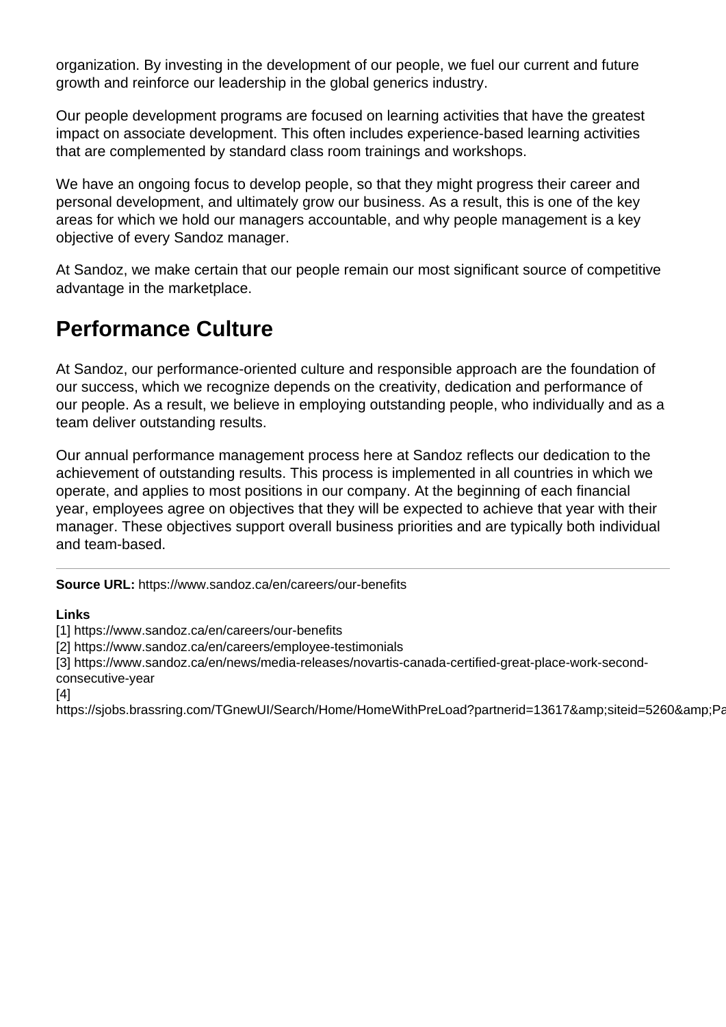organization. By investing in the development of our people, we fuel our current and future growth and reinforce our leadership in the global generics industry.

Our people development programs are focused on learning activities that have the greatest impact on associate development. This often includes experience-based learning activities that are complemented by standard class room trainings and workshops.

We have an ongoing focus to develop people, so that they might progress their career and personal development, and ultimately grow our business. As a result, this is one of the key areas for which we hold our managers accountable, and why people management is a key objective of every Sandoz manager.

At Sandoz, we make certain that our people remain our most significant source of competitive advantage in the marketplace.

## Performance Culture

At Sandoz, our performance-oriented culture and responsible approach are the foundation of our success, which we recognize depends on the creativity, dedication and performance of our people. As a result, we believe in employing outstanding people, who individually and as a team deliver outstanding results.

Our annual performance management process here at Sandoz reflects our dedication to the achievement of outstanding results. This process is implemented in all countries in which we operate, and applies to most positions in our company. At the beginning of each financial year, employees agree on objectives that they will be expected to achieve that year with their manager. These objectives support overall business priorities and are typically both individual and team-based.

---

**Source URL:** https://www.sandoz.ca/en/careers/our-benefits

**Links**
[1] https://www.sandoz.ca/en/careers/our-benefits
[2] https://www.sandoz.ca/en/careers/employee-testimonials
[3] https://www.sandoz.ca/en/news/media-releases/novartis-canada-certified-great-place-work-second-consecutive-year
[4] https://sjobs.brassring.com/TGnewUI/Search/Home/HomeWithPreLoad?partnerid=13617&amp;siteid=5260&amp;Pa